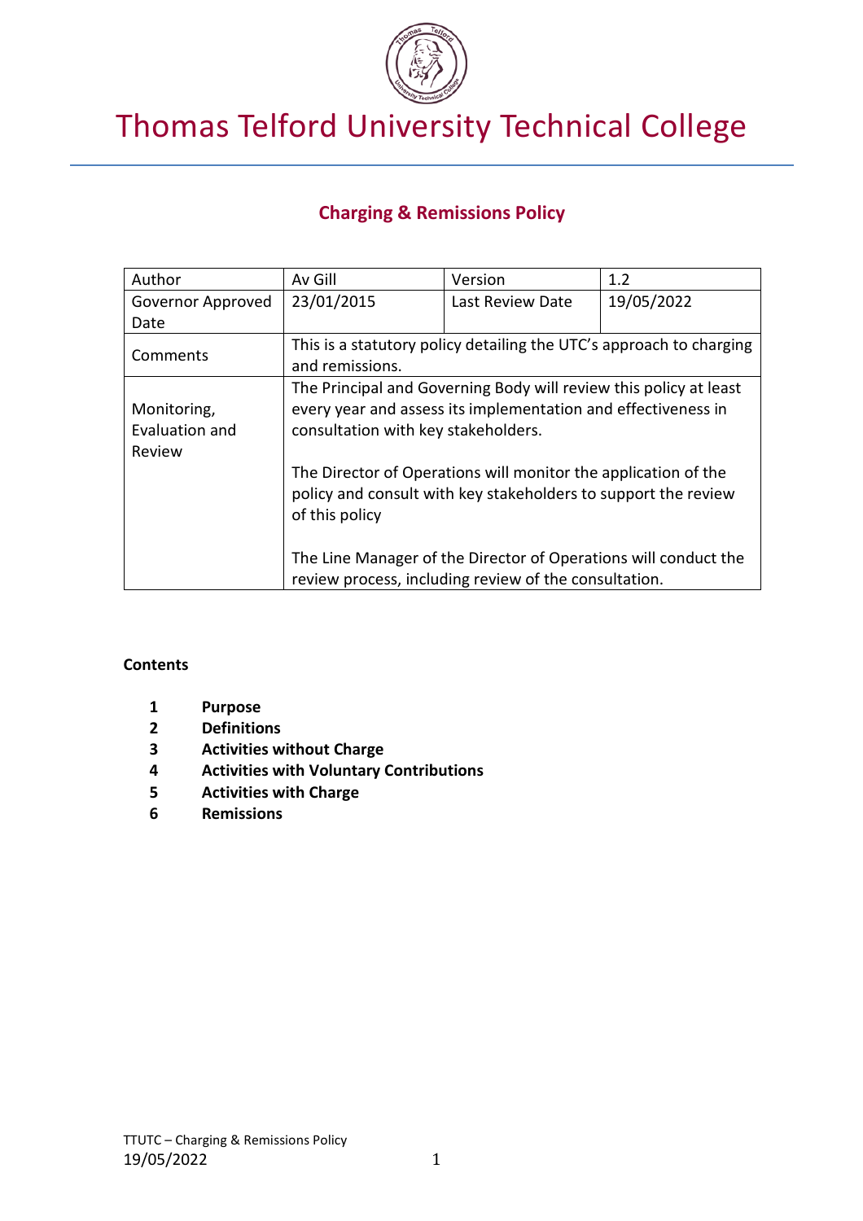# Thomas Telford University Technical College

## Charging & Remissions Policy

| Author | Av Gill | Version | 1.2 |
|---|---|---|---|
| Governor Approved Date | 23/01/2015 | Last Review Date | 19/05/2022 |
| Comments | This is a statutory policy detailing the UTC's approach to charging and remissions. | | |
| Monitoring, Evaluation and Review | The Principal and Governing Body will review this policy at least every year and assess its implementation and effectiveness in consultation with key stakeholders.<br><br>The Director of Operations will monitor the application of the policy and consult with key stakeholders to support the review of this policy<br><br>The Line Manager of the Director of Operations will conduct the review process, including review of the consultation. | | |

**Contents**

1. **Purpose**
2. **Definitions**
3. **Activities without Charge**
4. **Activities with Voluntary Contributions**
5. **Activities with Charge**
6. **Remissions**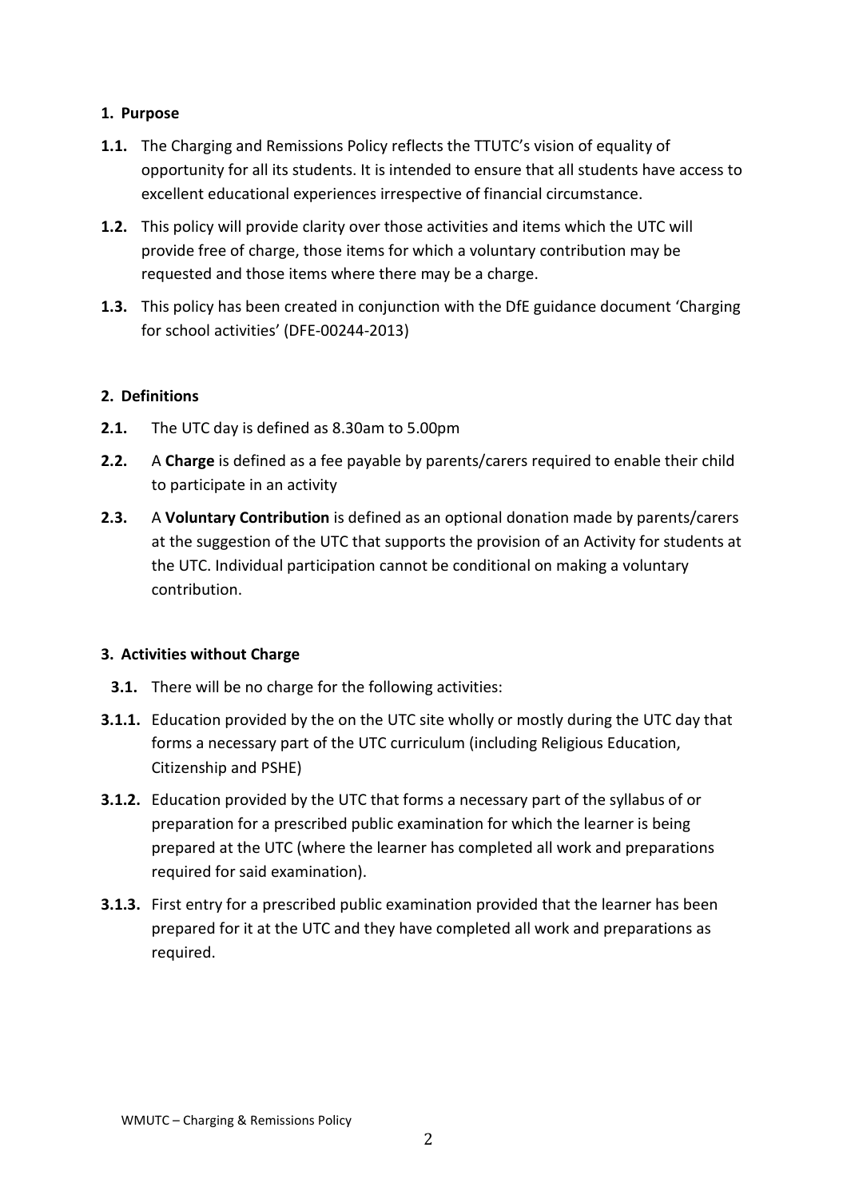## 1. Purpose

**1.1.** The Charging and Remissions Policy reflects the TTUTC's vision of equality of opportunity for all its students. It is intended to ensure that all students have access to excellent educational experiences irrespective of financial circumstance.

**1.2.** This policy will provide clarity over those activities and items which the UTC will provide free of charge, those items for which a voluntary contribution may be requested and those items where there may be a charge.

**1.3.** This policy has been created in conjunction with the DfE guidance document 'Charging for school activities' (DFE-00244-2013)

## 2. Definitions

**2.1.** The UTC day is defined as 8.30am to 5.00pm

**2.2.** A **Charge** is defined as a fee payable by parents/carers required to enable their child to participate in an activity

**2.3.** A **Voluntary Contribution** is defined as an optional donation made by parents/carers at the suggestion of the UTC that supports the provision of an Activity for students at the UTC. Individual participation cannot be conditional on making a voluntary contribution.

## 3. Activities without Charge

**3.1.** There will be no charge for the following activities:

**3.1.1.** Education provided by the on the UTC site wholly or mostly during the UTC day that forms a necessary part of the UTC curriculum (including Religious Education, Citizenship and PSHE)

**3.1.2.** Education provided by the UTC that forms a necessary part of the syllabus of or preparation for a prescribed public examination for which the learner is being prepared at the UTC (where the learner has completed all work and preparations required for said examination).

**3.1.3.** First entry for a prescribed public examination provided that the learner has been prepared for it at the UTC and they have completed all work and preparations as required.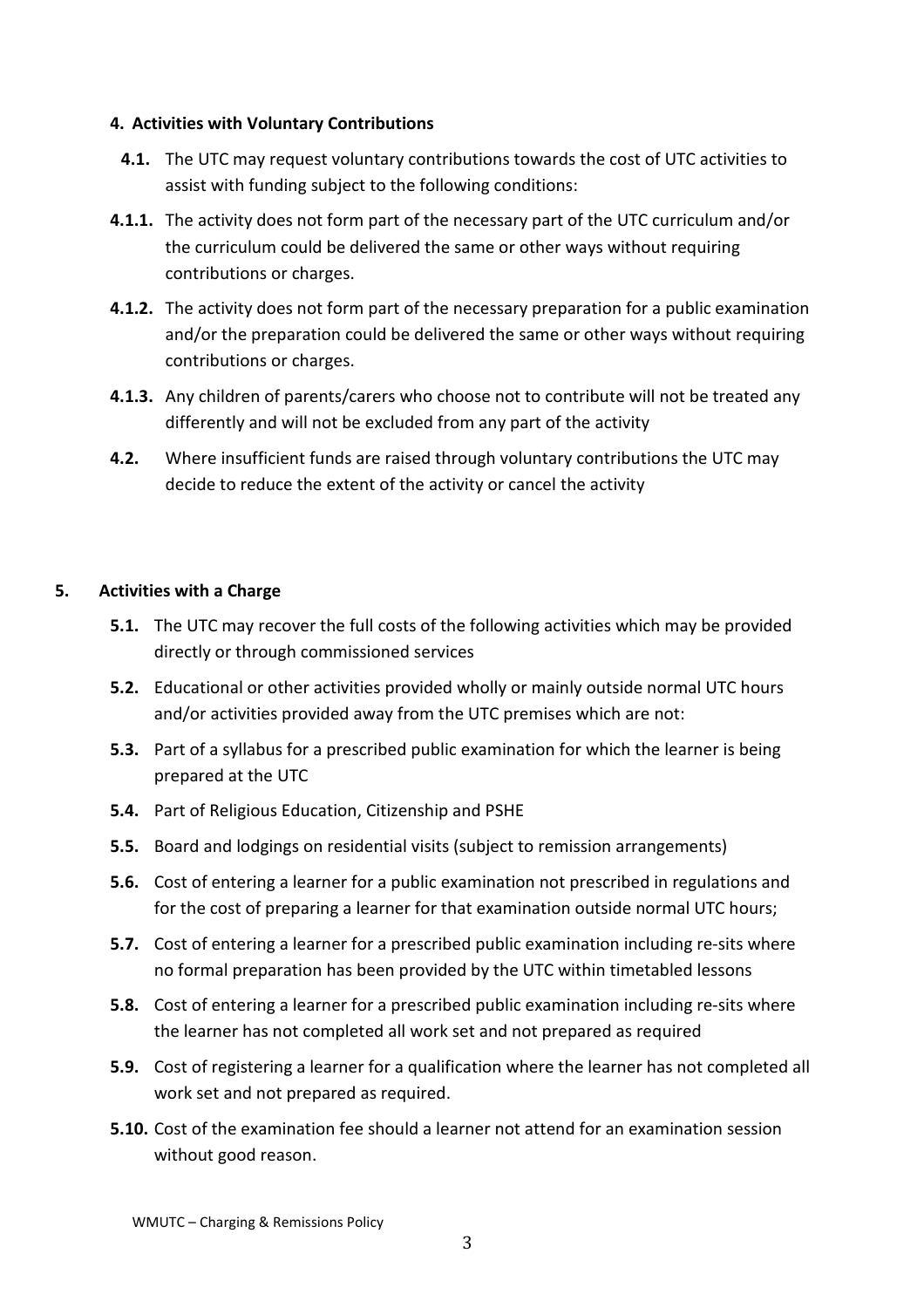## 4. Activities with Voluntary Contributions

**4.1.** The UTC may request voluntary contributions towards the cost of UTC activities to assist with funding subject to the following conditions:

**4.1.1.** The activity does not form part of the necessary part of the UTC curriculum and/or the curriculum could be delivered the same or other ways without requiring contributions or charges.

**4.1.2.** The activity does not form part of the necessary preparation for a public examination and/or the preparation could be delivered the same or other ways without requiring contributions or charges.

**4.1.3.** Any children of parents/carers who choose not to contribute will not be treated any differently and will not be excluded from any part of the activity

**4.2.** Where insufficient funds are raised through voluntary contributions the UTC may decide to reduce the extent of the activity or cancel the activity

## 5. Activities with a Charge

**5.1.** The UTC may recover the full costs of the following activities which may be provided directly or through commissioned services

**5.2.** Educational or other activities provided wholly or mainly outside normal UTC hours and/or activities provided away from the UTC premises which are not:

**5.3.** Part of a syllabus for a prescribed public examination for which the learner is being prepared at the UTC

**5.4.** Part of Religious Education, Citizenship and PSHE

**5.5.** Board and lodgings on residential visits (subject to remission arrangements)

**5.6.** Cost of entering a learner for a public examination not prescribed in regulations and for the cost of preparing a learner for that examination outside normal UTC hours;

**5.7.** Cost of entering a learner for a prescribed public examination including re-sits where no formal preparation has been provided by the UTC within timetabled lessons

**5.8.** Cost of entering a learner for a prescribed public examination including re-sits where the learner has not completed all work set and not prepared as required

**5.9.** Cost of registering a learner for a qualification where the learner has not completed all work set and not prepared as required.

**5.10.** Cost of the examination fee should a learner not attend for an examination session without good reason.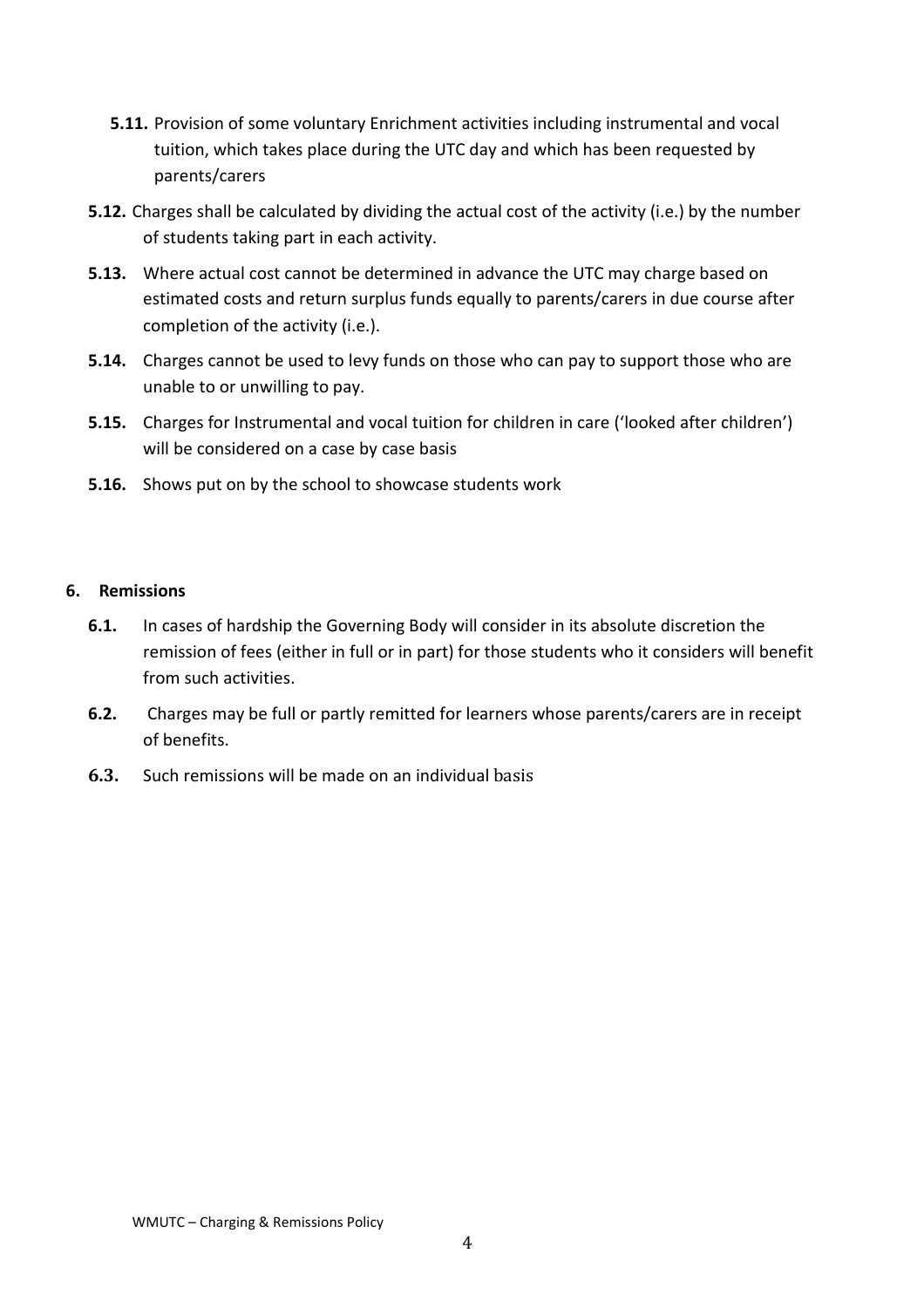**5.11.** Provision of some voluntary Enrichment activities including instrumental and vocal tuition, which takes place during the UTC day and which has been requested by parents/carers

**5.12.** Charges shall be calculated by dividing the actual cost of the activity (i.e.) by the number of students taking part in each activity.

**5.13.** Where actual cost cannot be determined in advance the UTC may charge based on estimated costs and return surplus funds equally to parents/carers in due course after completion of the activity (i.e.).

**5.14.** Charges cannot be used to levy funds on those who can pay to support those who are unable to or unwilling to pay.

**5.15.** Charges for Instrumental and vocal tuition for children in care ('looked after children') will be considered on a case by case basis

**5.16.** Shows put on by the school to showcase students work

## 6. Remissions

**6.1.** In cases of hardship the Governing Body will consider in its absolute discretion the remission of fees (either in full or in part) for those students who it considers will benefit from such activities.

**6.2.** Charges may be full or partly remitted for learners whose parents/carers are in receipt of benefits.

**6.3.** Such remissions will be made on an individual basis